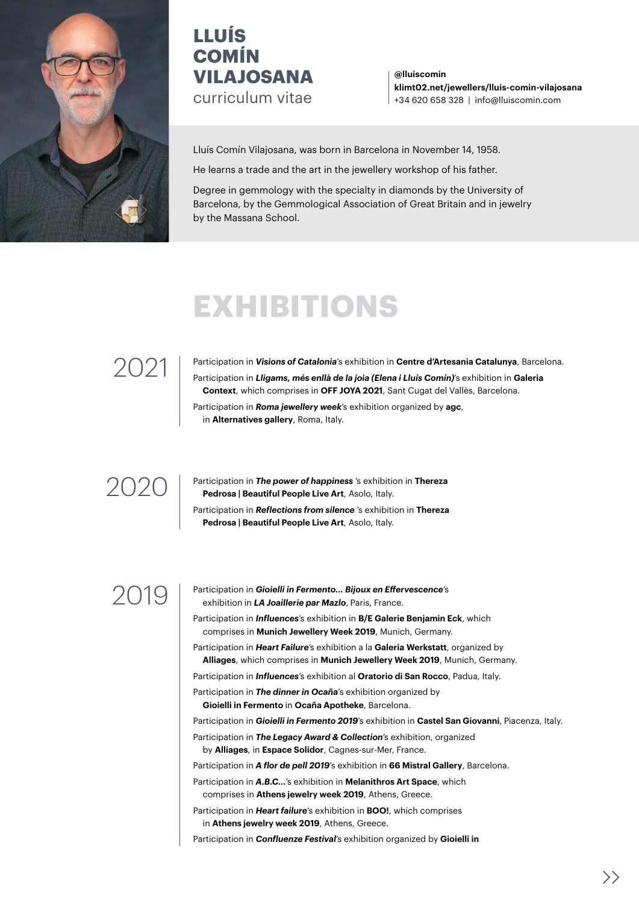# LLUÍS COMÍN VILAJOSANA

curriculum vitae

**@lluiscomin**
**klimt02.net/jewellers/lluis-comin-vilajosana**
+34 620 658 328 | info@lluiscomin.com

Lluís Comín Vilajosana, was born in Barcelona in November 14, 1958.

He learns a trade and the art in the jewellery workshop of his father.

Degree in gemmology with the specialty in diamonds by the University of Barcelona, by the Gemmological Association of Great Britain and in jewelry by the Massana School.

## EXHIBITIONS

### 2021

Participation in ***Visions of Catalonia***'s exhibition in **Centre d'Artesania Catalunya**, Barcelona.

Participation in ***Lligams, més enllà de la joia (Elena i Lluís Comín)***'s exhibition in **Galeria Context**, which comprises in **OFF JOYA 2021**, Sant Cugat del Vallès, Barcelona.

Participation in ***Roma jewellery week***'s exhibition organized by **agc**, in **Alternatives gallery**, Roma, Italy.

### 2020

Participation in ***The power of happiness*** 's exhibition in **Thereza Pedrosa | Beautiful People Live Art**, Asolo, Italy.

Participation in ***Reflections from silence*** 's exhibition in **Thereza Pedrosa | Beautiful People Live Art**, Asolo, Italy.

### 2019

Participation in ***Gioielli in Fermento... Bijoux en Effervescence***'s exhibition in ***LA Joaillerie par Mazlo***, Paris, France.

Participation in ***Influences***'s exhibition in **B/E Galerie Benjamin Eck**, which comprises in **Munich Jewellery Week 2019**, Munich, Germany.

Participation in ***Heart Failure***'s exhibition a la **Galeria Werkstatt**, organized by **Alliages**, which comprises in **Munich Jewellery Week 2019**, Munich, Germany.

Participation in ***Influences***'s exhibition al **Oratorio di San Rocco**, Padua, Italy.

Participation in ***The dinner in Ocaña***'s exhibition organized by **Gioielli in Fermento** in **Ocaña Apotheke**, Barcelona.

Participation in ***Gioielli in Fermento 2019***'s exhibition in **Castel San Giovanni**, Piacenza, Italy.

Participation in ***The Legacy Award & Collection***'s exhibition, organized by **Alliages**, in **Espace Solidor**, Cagnes-sur-Mer, France.

Participation in ***A flor de pell 2019***'s exhibition in **66 Mistral Gallery**, Barcelona.

Participation in ***A.B.C...***'s exhibition in **Melanithros Art Space**, which comprises in **Athens jewelry week 2019**, Athens, Greece.

Participation in ***Heart failure***'s exhibition in **BOO!**, which comprises in **Athens jewelry week 2019**, Athens, Greece.

Participation in ***Confluenze Festival***'s exhibition organized by **Gioielli in**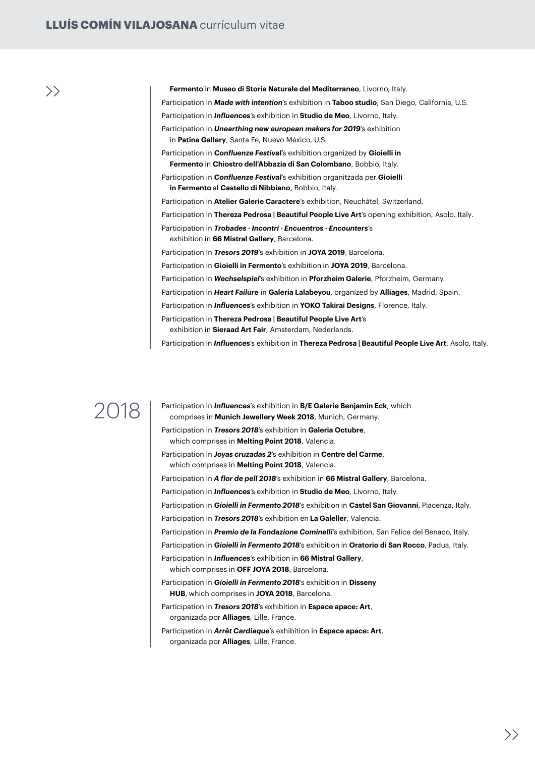**Fermento** in **Museo di Storia Naturale del Mediterraneo**, Livorno, Italy.

Participation in ***Made with intention***'s exhibition in **Taboo studio**, San Diego, California, U.S.

Participation in ***Influences***'s exhibition in **Studio de Meo**, Livorno, Italy.

Participation in ***Unearthing new european makers for 2019***'s exhibition in **Patina Gallery**, Santa Fe, Nuevo México, U.S.

Participation in ***Confluenze Festival***'s exhibition organized by **Gioielli in Fermento** in **Chiostro dell'Abbazia di San Colombano**, Bobbio, Italy.

Participation in ***Confluenze Festival***'s exhibition organitzada per **Gioielli in Fermento** al **Castello di Nibbiano**, Bobbio, Italy.

Participation in **Atelier Galerie Caractere**'s exhibition, Neuchâtel, Switzerland.

Participation in **Thereza Pedrosa | Beautiful People Live Art**'s opening exhibition, Asolo, Italy.

Participation in ***Trobades · Incontri · Encuentros · Encounters***'s exhibition in **66 Mistral Gallery**, Barcelona.

Participation in ***Tresors 2019***'s exhibition in **JOYA 2019**, Barcelona.

Participation in **Gioielli in Fermento**'s exhibition in **JOYA 2019**, Barcelona.

Participation in ***Wechselspiel***'s exhibition in **Pforzheim Galerie**, Pforzheim, Germany.

Participation in ***Heart Failure*** in **Galeria Lalabeyou**, organized by **Alliages**, Madrid, Spain.

Participation in ***Influences***'s exhibition in **YOKO Takirai Designs**, Florence, Italy.

Participation in **Thereza Pedrosa | Beautiful People Live Art**'s exhibition in **Sieraad Art Fair**, Amsterdam, Nederlands.

Participation in ***Influences***'s exhibition in **Thereza Pedrosa | Beautiful People Live Art**, Asolo, Italy.

## 2018

Participation in ***Influences***'s exhibition in **B/E Galerie Benjamin Eck**, which comprises in **Munich Jewellery Week 2018**, Munich, Germany.

Participation in ***Tresors 2018***'s exhibition in **Galeria Octubre**, which comprises in **Melting Point 2018**, Valencia.

Participation in ***Joyas cruzadas 2***'s exhibition in **Centre del Carme**, which comprises in **Melting Point 2018**, Valencia.

Participation in ***A flor de pell 2018***'s exhibition in **66 Mistral Gallery**, Barcelona.

Participation in ***Influences***'s exhibition in **Studio de Meo**, Livorno, Italy.

Participation in ***Gioielli in Fermento 2018***'s exhibition in **Castel San Giovanni**, Piacenza, Italy.

Participation in ***Tresors 2018***'s exhibition en **La Galeller**, Valencia.

Participation in ***Premio de la Fondazione Cominelli***'s exhibition, San Felice del Benaco, Italy.

Participation in ***Gioielli in Fermento 2018***'s exhibition in **Oratorio di San Rocco**, Padua, Italy.

Participation in ***Influences***'s exhibition in **66 Mistral Gallery**, which comprises in **OFF JOYA 2018**, Barcelona.

Participation in ***Gioielli in Fermento 2018***'s exhibition in **Disseny HUB**, which comprises in **JOYA 2018**, Barcelona.

Participation in ***Tresors 2018***'s exhibition in **Espace apace: Art**, organizada por **Alliages**, Lille, France.

Participation in ***Arrêt Cardiaque***'s exhibition in **Espace apace: Art**, organizada por **Alliages**, Lille, France.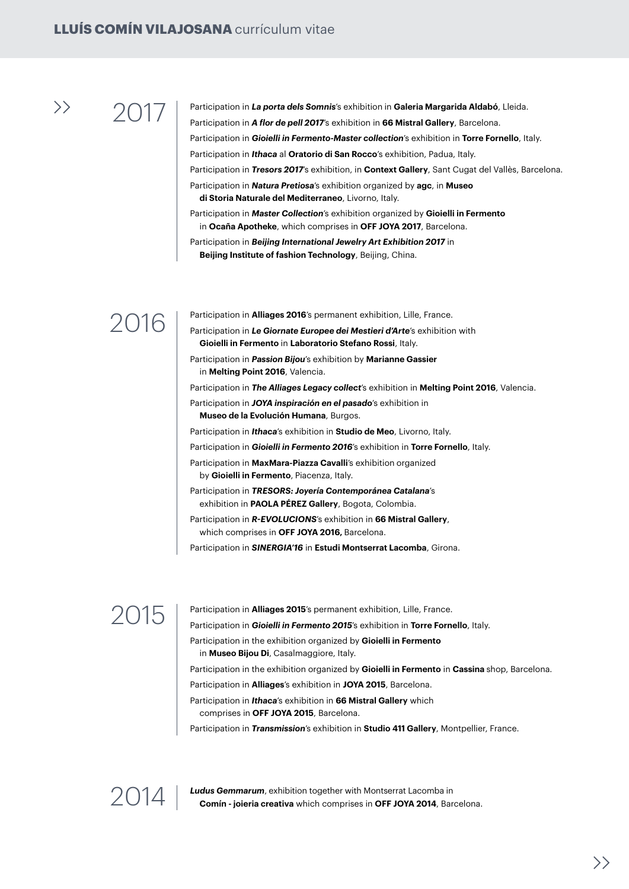## 2017

Participation in ***La porta dels Somnis***'s exhibition in **Galeria Margarida Aldabó**, Lleida.

Participation in ***A flor de pell 2017***'s exhibition in **66 Mistral Gallery**, Barcelona.

Participation in ***Gioielli in Fermento-Master collection***'s exhibition in **Torre Fornello**, Italy.

Participation in ***Ithaca*** al **Oratorio di San Rocco**'s exhibition, Padua, Italy.

Participation in ***Tresors 2017***'s exhibition, in **Context Gallery**, Sant Cugat del Vallès, Barcelona.

Participation in ***Natura Pretiosa***'s exhibition organized by **agc**, in **Museo di Storia Naturale del Mediterraneo**, Livorno, Italy.

Participation in ***Master Collection***'s exhibition organized by **Gioielli in Fermento** in **Ocaña Apotheke**, which comprises in **OFF JOYA 2017**, Barcelona.

Participation in ***Beijing International Jewelry Art Exhibition 2017*** in **Beijing Institute of fashion Technology**, Beijing, China.

## 2016

Participation in **Alliages 2016**'s permanent exhibition, Lille, France.

Participation in ***Le Giornate Europee dei Mestieri d'Arte***'s exhibition with **Gioielli in Fermento** in **Laboratorio Stefano Rossi**, Italy.

Participation in ***Passion Bijou***'s exhibition by **Marianne Gassier** in **Melting Point 2016**, Valencia.

Participation in ***The Alliages Legacy collect***'s exhibition in **Melting Point 2016**, Valencia.

Participation in ***JOYA inspiración en el pasado***'s exhibition in **Museo de la Evolución Humana**, Burgos.

Participation in ***Ithaca***'s exhibition in **Studio de Meo**, Livorno, Italy.

Participation in ***Gioielli in Fermento 2016***'s exhibition in **Torre Fornello**, Italy.

Participation in **MaxMara-Piazza Cavalli**'s exhibition organized by **Gioielli in Fermento**, Piacenza, Italy.

Participation in ***TRESORS: Joyería Contemporánea Catalana***'s exhibition in **PAOLA PÉREZ Gallery**, Bogota, Colombia.

Participation in ***R-EVOLUCIONS***'s exhibition in **66 Mistral Gallery**, which comprises in **OFF JOYA 2016,** Barcelona.

Participation in ***SINERGIA'16*** in **Estudi Montserrat Lacomba**, Girona.

## 2015

Participation in **Alliages 2015**'s permanent exhibition, Lille, France.

Participation in ***Gioielli in Fermento 2015***'s exhibition in **Torre Fornello**, Italy.

Participation in the exhibition organized by **Gioielli in Fermento** in **Museo Bijou Di**, Casalmaggiore, Italy.

Participation in the exhibition organized by **Gioielli in Fermento** in **Cassina** shop, Barcelona.

Participation in **Alliages**'s exhibition in **JOYA 2015**, Barcelona.

Participation in ***Ithaca***'s exhibition in **66 Mistral Gallery** which comprises in **OFF JOYA 2015**, Barcelona.

Participation in ***Transmission***'s exhibition in **Studio 411 Gallery**, Montpellier, France.

## 2014

***Ludus Gemmarum***, exhibition together with Montserrat Lacomba in **Comín - joieria creativa** which comprises in **OFF JOYA 2014**, Barcelona.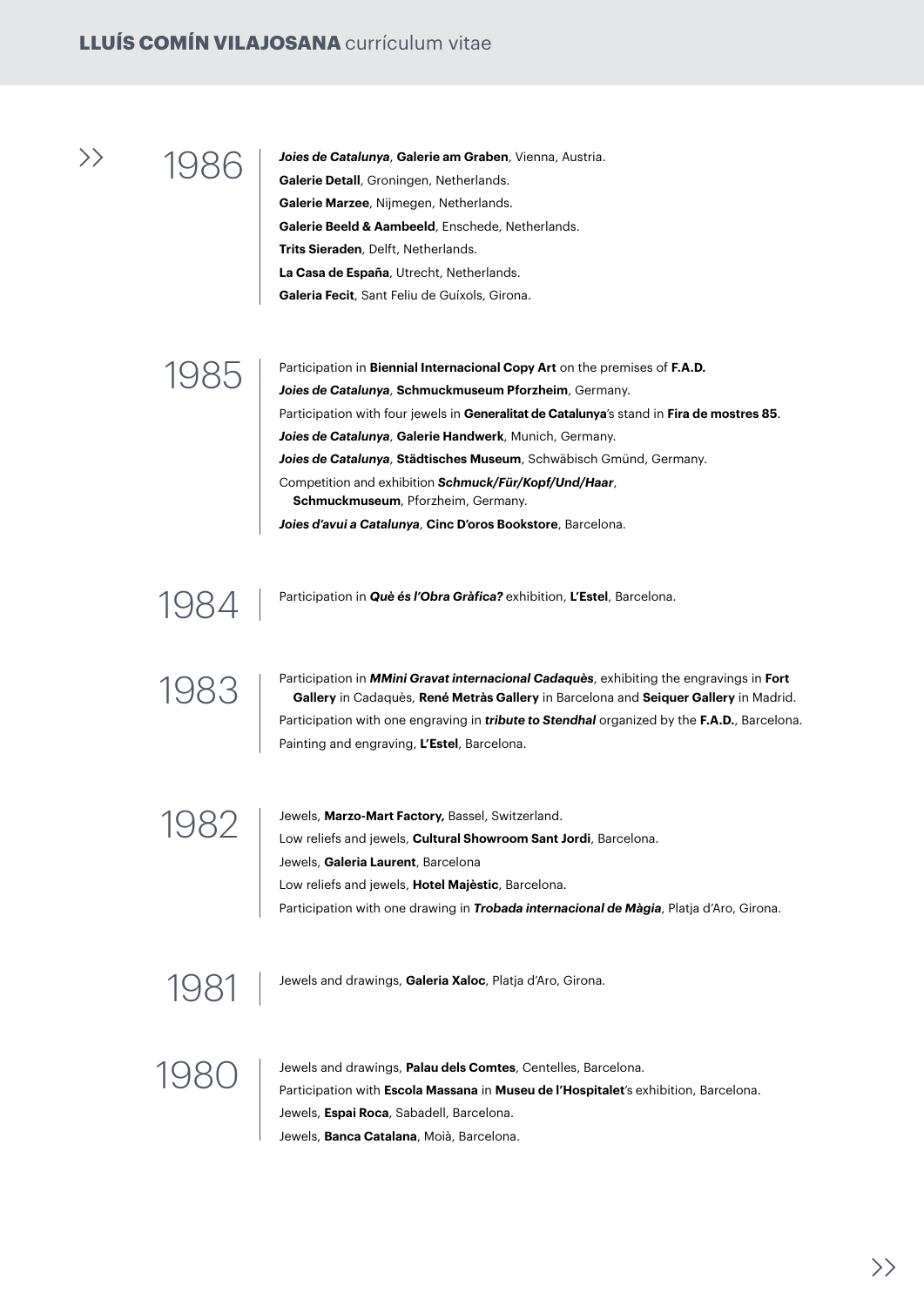## 1986

***Joies de Catalunya*, Galerie am Graben**, Vienna, Austria.
**Galerie Detall**, Groningen, Netherlands.
**Galerie Marzee**, Nijmegen, Netherlands.
**Galerie Beeld & Aambeeld**, Enschede, Netherlands.
**Trits Sieraden**, Delft, Netherlands.
**La Casa de España**, Utrecht, Netherlands.
**Galeria Fecit**, Sant Feliu de Guíxols, Girona.

## 1985

Participation in **Biennial Internacional Copy Art** on the premises of **F.A.D.**
***Joies de Catalunya*, Schmuckmuseum Pforzheim**, Germany.
Participation with four jewels in **Generalitat de Catalunya**'s stand in **Fira de mostres 85**.
***Joies de Catalunya*, Galerie Handwerk**, Munich, Germany.
***Joies de Catalunya*, Städtisches Museum**, Schwäbisch Gmünd, Germany.
Competition and exhibition ***Schmuck/Für/Kopf/Und/Haar***, **Schmuckmuseum**, Pforzheim, Germany.
***Joies d'avui a Catalunya*, Cinc D'oros Bookstore**, Barcelona.

## 1984

Participation in ***Què és l'Obra Gràfica?*** exhibition, **L'Estel**, Barcelona.

## 1983

Participation in ***MMini Gravat internacional Cadaquès***, exhibiting the engravings in **Fort Gallery** in Cadaquès, **René Metràs Gallery** in Barcelona and **Seiquer Gallery** in Madrid.
Participation with one engraving in ***tribute to Stendhal*** organized by the **F.A.D.**, Barcelona.
Painting and engraving, **L'Estel**, Barcelona.

## 1982

Jewels, **Marzo-Mart Factory,** Bassel, Switzerland.
Low reliefs and jewels, **Cultural Showroom Sant Jordi**, Barcelona.
Jewels, **Galeria Laurent**, Barcelona
Low reliefs and jewels, **Hotel Majèstic**, Barcelona.
Participation with one drawing in ***Trobada internacional de Màgia***, Platja d'Aro, Girona.

## 1981

Jewels and drawings, **Galeria Xaloc**, Platja d'Aro, Girona.

## 1980

Jewels and drawings, **Palau dels Comtes**, Centelles, Barcelona.
Participation with **Escola Massana** in **Museu de l'Hospitalet**'s exhibition, Barcelona.
Jewels, **Espai Roca**, Sabadell, Barcelona.
Jewels, **Banca Catalana**, Moià, Barcelona.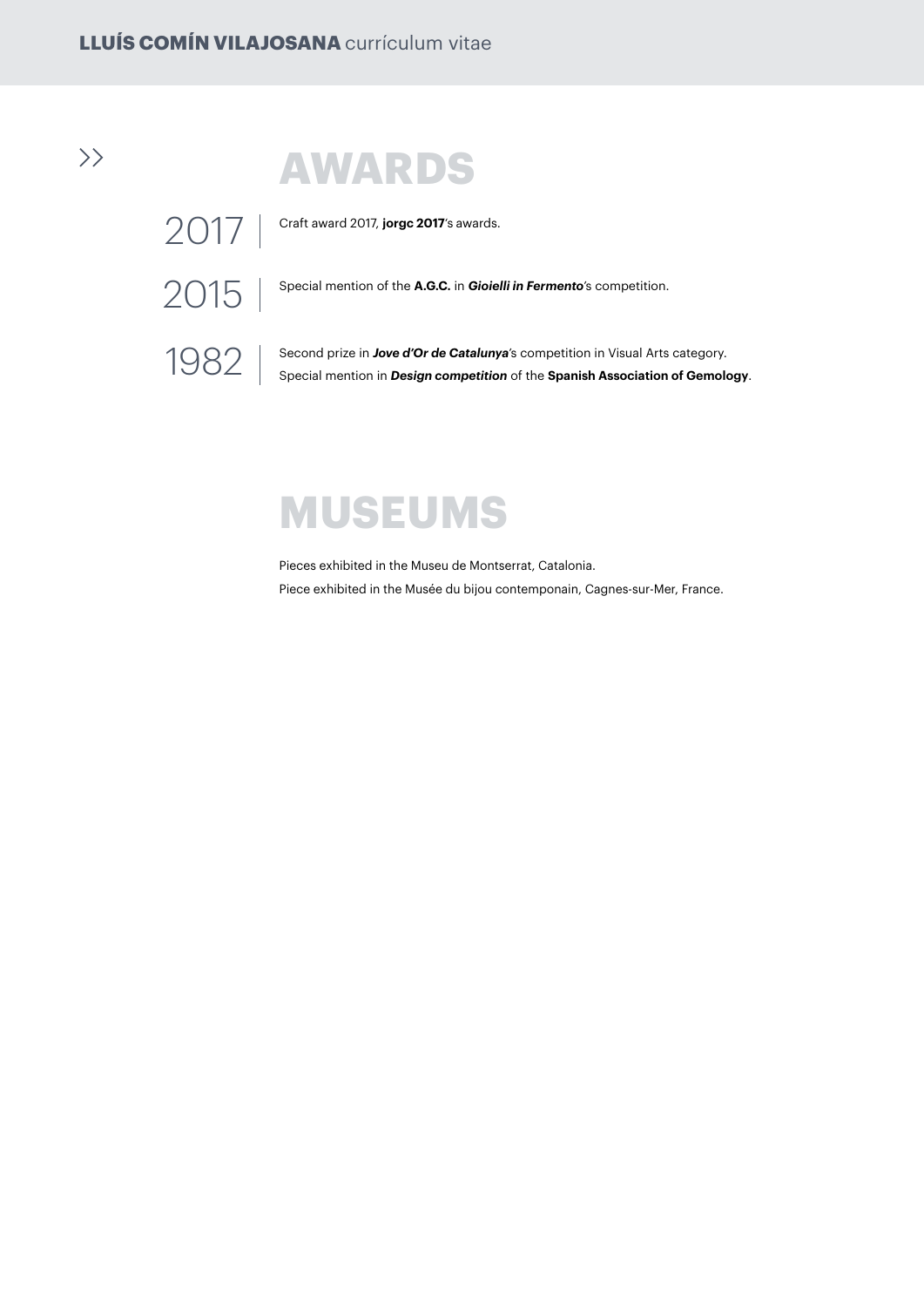## AWARDS

**2017** | Craft award 2017, **jorgc 2017**'s awards.

**2015** | Special mention of the **A.G.C.** in ***Gioielli in Fermento***'s competition.

**1982** | Second prize in ***Jove d'Or de Catalunya***'s competition in Visual Arts category.
Special mention in ***Design competition*** of the **Spanish Association of Gemology**.

## MUSEUMS

Pieces exhibited in the Museu de Montserrat, Catalonia.
Piece exhibited in the Musée du bijou contemponain, Cagnes-sur-Mer, France.